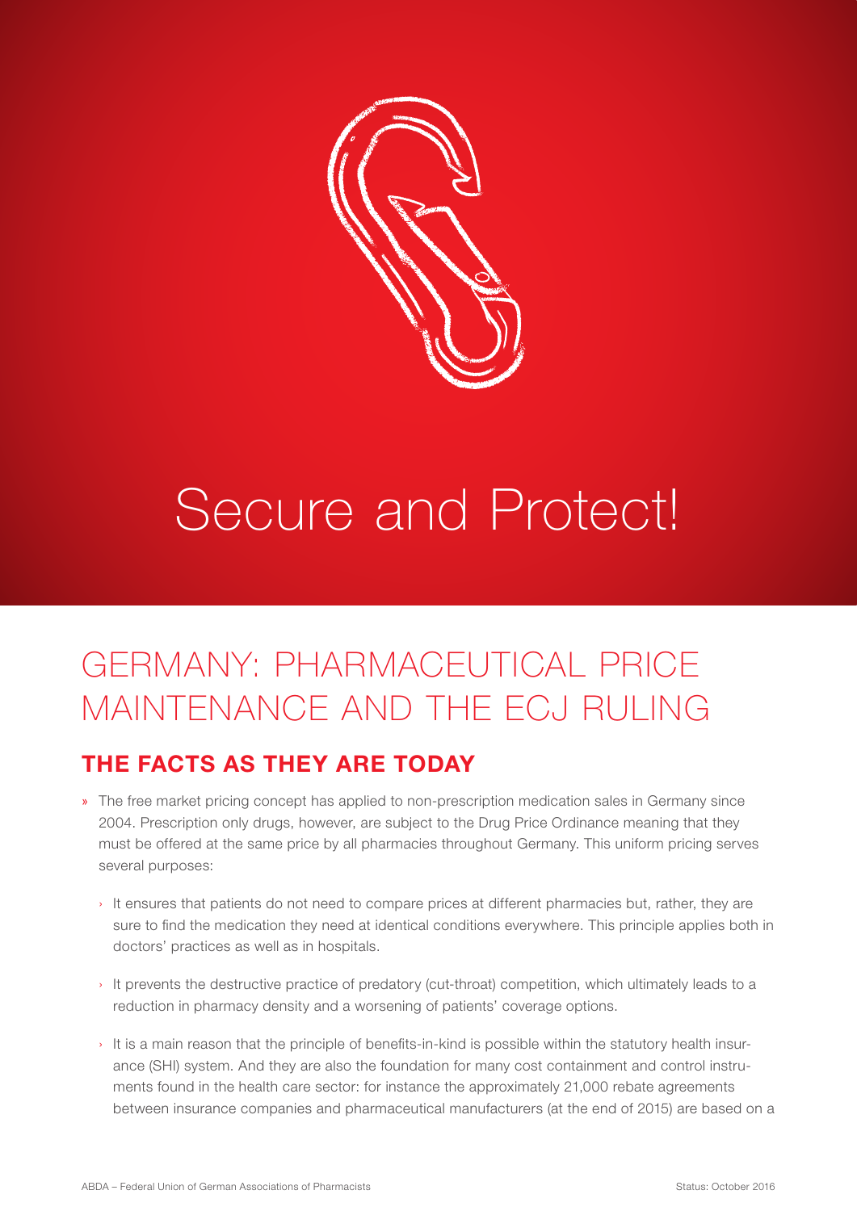# Secure and Protect!

## GERMANY: PHARMACEUTICAL PRICE MAINTENANCE AND THE ECJ RULING

### THE FACTS AS THEY ARE TODAY

- The free market pricing concept has applied to non-prescription medication sales in Germany since 2004. Prescription only drugs, however, are subject to the Drug Price Ordinance meaning that they must be offered at the same price by all pharmacies throughout Germany. This uniform pricing serves several purposes:
  - It ensures that patients do not need to compare prices at different pharmacies but, rather, they are sure to find the medication they need at identical conditions everywhere. This principle applies both in doctors' practices as well as in hospitals.
  - It prevents the destructive practice of predatory (cut-throat) competition, which ultimately leads to a reduction in pharmacy density and a worsening of patients' coverage options.
  - It is a main reason that the principle of benefits-in-kind is possible within the statutory health insurance (SHI) system. And they are also the foundation for many cost containment and control instruments found in the health care sector: for instance the approximately 21,000 rebate agreements between insurance companies and pharmaceutical manufacturers (at the end of 2015) are based on a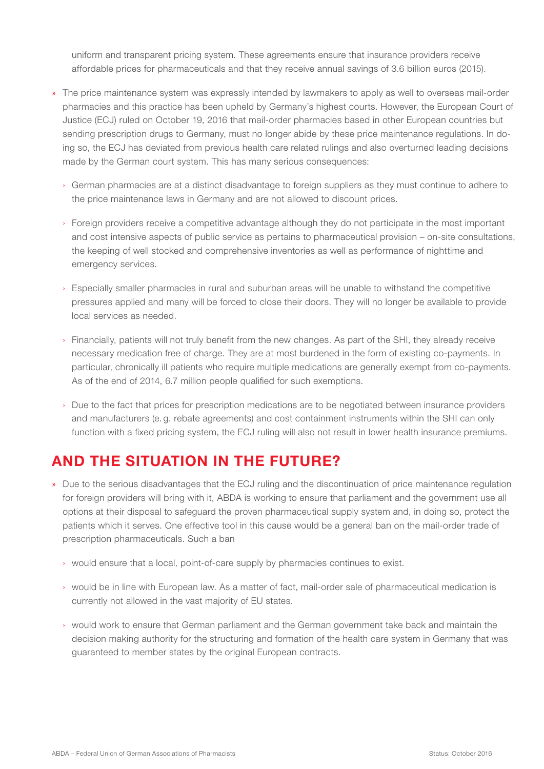uniform and transparent pricing system. These agreements ensure that insurance providers receive affordable prices for pharmaceuticals and that they receive annual savings of 3.6 billion euros (2015).

- The price maintenance system was expressly intended by lawmakers to apply as well to overseas mail-order pharmacies and this practice has been upheld by Germany's highest courts. However, the European Court of Justice (ECJ) ruled on October 19, 2016 that mail-order pharmacies based in other European countries but sending prescription drugs to Germany, must no longer abide by these price maintenance regulations. In doing so, the ECJ has deviated from previous health care related rulings and also overturned leading decisions made by the German court system. This has many serious consequences:
  - German pharmacies are at a distinct disadvantage to foreign suppliers as they must continue to adhere to the price maintenance laws in Germany and are not allowed to discount prices.
  - Foreign providers receive a competitive advantage although they do not participate in the most important and cost intensive aspects of public service as pertains to pharmaceutical provision – on-site consultations, the keeping of well stocked and comprehensive inventories as well as performance of nighttime and emergency services.
  - Especially smaller pharmacies in rural and suburban areas will be unable to withstand the competitive pressures applied and many will be forced to close their doors. They will no longer be available to provide local services as needed.
  - Financially, patients will not truly benefit from the new changes. As part of the SHI, they already receive necessary medication free of charge. They are at most burdened in the form of existing co-payments. In particular, chronically ill patients who require multiple medications are generally exempt from co-payments. As of the end of 2014, 6.7 million people qualified for such exemptions.
  - Due to the fact that prices for prescription medications are to be negotiated between insurance providers and manufacturers (e. g. rebate agreements) and cost containment instruments within the SHI can only function with a fixed pricing system, the ECJ ruling will also not result in lower health insurance premiums.

## AND THE SITUATION IN THE FUTURE?

- Due to the serious disadvantages that the ECJ ruling and the discontinuation of price maintenance regulation for foreign providers will bring with it, ABDA is working to ensure that parliament and the government use all options at their disposal to safeguard the proven pharmaceutical supply system and, in doing so, protect the patients which it serves. One effective tool in this cause would be a general ban on the mail-order trade of prescription pharmaceuticals. Such a ban
  - would ensure that a local, point-of-care supply by pharmacies continues to exist.
  - would be in line with European law. As a matter of fact, mail-order sale of pharmaceutical medication is currently not allowed in the vast majority of EU states.
  - would work to ensure that German parliament and the German government take back and maintain the decision making authority for the structuring and formation of the health care system in Germany that was guaranteed to member states by the original European contracts.